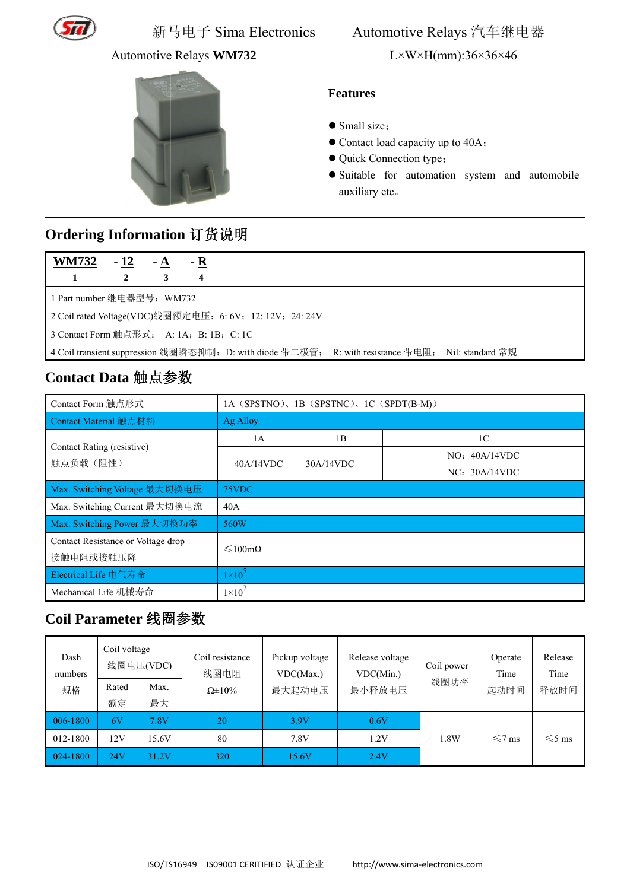# 新马电子 Sima Electronics　　Automotive Relays 汽车继电器

Automotive Relays **WM732**　　L×W×H(mm):36×36×46

**Features**

- Small size；
- Contact load capacity up to 40A；
- Quick Connection type；
- Suitable for automation system and automobile auxiliary etc。

## Ordering Information 订货说明

| **WM732** | **- 12** | **- A** | **- R** |
|---|---|---|---|
| 1 | 2 | 3 | 4 |

1 Part number 继电器型号：WM732

2 Coil rated Voltage(VDC)线圈额定电压：6: 6V；12: 12V；24: 24V

3 Contact Form 触点形式：　A: 1A；B: 1B；C: 1C

4 Coil transient suppression 线圈瞬态抑制：D: with diode 带二极管；　R: with resistance 带电阻；　Nil: standard 常规

## Contact Data 触点参数

| Contact Form 触点形式 | 1A（SPSTNO）、1B（SPSTNC）、1C（SPDT(B-M)） | | |
|---|---|---|---|
| Contact Material 触点材料 | Ag Alloy | | |
| Contact Rating (resistive) 触点负载（阻性） | 1A | 1B | 1C |
| | 40A/14VDC | 30A/14VDC | NO：40A/14VDC NC：30A/14VDC |
| Max. Switching Voltage 最大切换电压 | 75VDC | | |
| Max. Switching Current 最大切换电流 | 40A | | |
| Max. Switching Power 最大切换功率 | 560W | | |
| Contact Resistance or Voltage drop 接触电阻或接触压降 | ≤100mΩ | | |
| Electrical Life 电气寿命 | $1\times10^5$ | | |
| Mechanical Life 机械寿命 | $1\times10^7$ | | |

## Coil Parameter 线圈参数

| Dash numbers 规格 | Coil voltage 线圈电压(VDC) | | Coil resistance 线圈电阻 Ω±10% | Pickup voltage VDC(Max.) 最大起动电压 | Release voltage VDC(Min.) 最小释放电压 | Coil power 线圈功率 | Operate Time 起动时间 | Release Time 释放时间 |
|---|---|---|---|---|---|---|---|---|
| | Rated 额定 | Max. 最大 | | | | | | |
| 006-1800 | 6V | 7.8V | 20 | 3.9V | 0.6V | 1.8W | ≤7 ms | ≤5 ms |
| 012-1800 | 12V | 15.6V | 80 | 7.8V | 1.2V | | | |
| 024-1800 | 24V | 31.2V | 320 | 15.6V | 2.4V | | | |

ISO/TS16949　IS09001 CERITIFIED 认证企业　　http://www.sima-electronics.com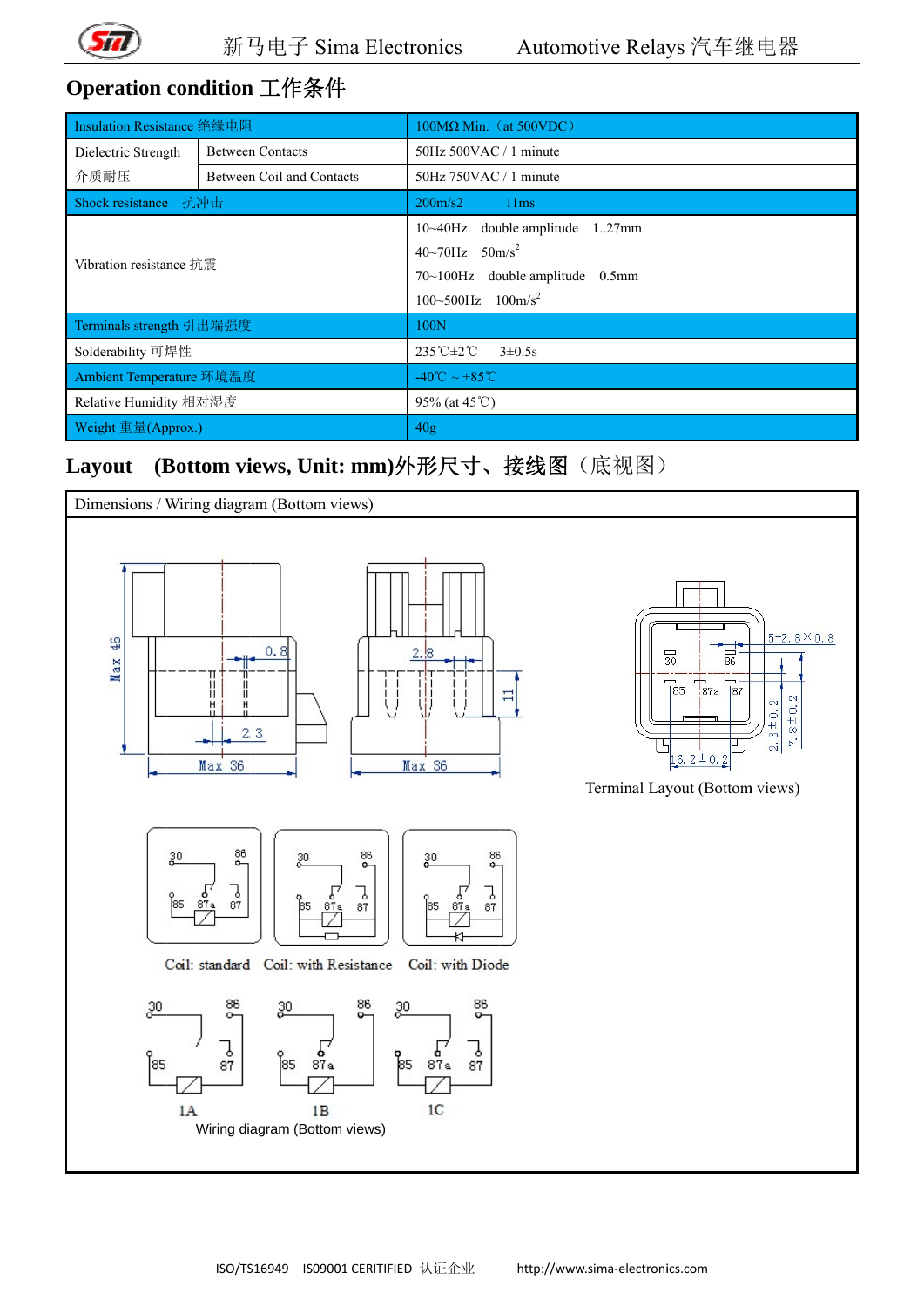## Operation condition 工作条件

| | | |
|---|---|---|
| Insulation Resistance 绝缘电阻 | | 100MΩ Min.（at 500VDC） |
| Dielectric Strength 介质耐压 | Between Contacts | 50Hz 500VAC / 1 minute |
| | Between Coil and Contacts | 50Hz 750VAC / 1 minute |
| Shock resistance 抗冲击 | | 200m/s2 11ms |
| Vibration resistance 抗震 | | 10~40Hz double amplitude 1..27mm<br>40~70Hz 50m/s$^2$<br>70~100Hz double amplitude 0.5mm<br>100~500Hz 100m/s$^2$ |
| Terminals strength 引出端强度 | | 100N |
| Solderability 可焊性 | | 235℃±2℃ 3±0.5s |
| Ambient Temperature 环境温度 | | -40℃ ~ +85℃ |
| Relative Humidity 相对湿度 | | 95% (at 45℃) |
| Weight 重量(Approx.) | | 40g |

## Layout (Bottom views, Unit: mm)外形尺寸、接线图（底视图）

Dimensions / Wiring diagram (Bottom views)

Max 46
0.8
2.3
Max 36
2.8
11
Max 36

5-2.8×0.8
30
86
85
87a
87
16.2±0.2
2.3±0.2
7.8±0.2

Terminal Layout (Bottom views)

Coil: standard Coil: with Resistance Coil: with Diode

1A 1B 1C

Wiring diagram (Bottom views)